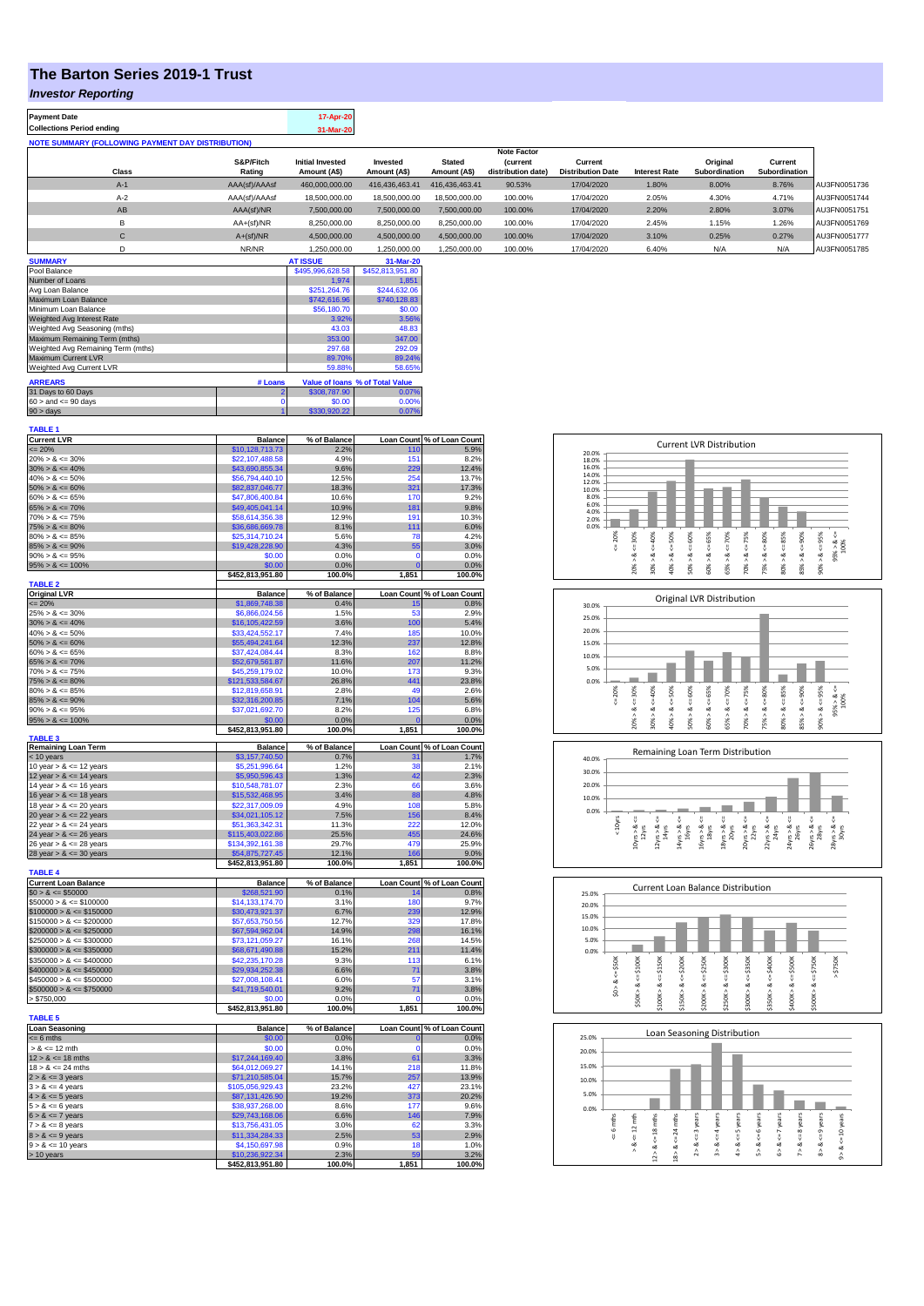# The Barton Series 2019-1 Trust

## *Investor Reporting*

| Payment Date | 17-Apr-20 |
|---|---|
| Collections Period ending | 31-Mar-20 |

**NOTE SUMMARY (FOLLOWING PAYMENT DAY DISTRIBUTION)**

| Class | S&P/Fitch Rating | Initial Invested Amount (A$) | Invested Amount (A$) | Stated Amount (A$) | Note Factor (current distribution date) | Current Distribution Date | Interest Rate | Original Subordination | Current Subordination | |
|---|---|---|---|---|---|---|---|---|---|---|
| A-1 | AAA(sf)/AAAsf | 460,000,000.00 | 416,436,463.41 | 416,436,463.41 | 90.53% | 17/04/2020 | 1.80% | 8.00% | 8.76% | AU3FN0051736 |
| A-2 | AAA(sf)/AAAsf | 18,500,000.00 | 18,500,000.00 | 18,500,000.00 | 100.00% | 17/04/2020 | 2.05% | 4.30% | 4.71% | AU3FN0051744 |
| AB | AAA(sf)/NR | 7,500,000.00 | 7,500,000.00 | 7,500,000.00 | 100.00% | 17/04/2020 | 2.20% | 2.80% | 3.07% | AU3FN0051751 |
| B | AA+(sf)/NR | 8,250,000.00 | 8,250,000.00 | 8,250,000.00 | 100.00% | 17/04/2020 | 2.45% | 1.15% | 1.26% | AU3FN0051769 |
| C | A+(sf)/NR | 4,500,000.00 | 4,500,000.00 | 4,500,000.00 | 100.00% | 17/04/2020 | 3.10% | 0.25% | 0.27% | AU3FN0051777 |
| D | NR/NR | 1,250,000.00 | 1,250,000.00 | 1,250,000.00 | 100.00% | 17/04/2020 | 6.40% | N/A | N/A | AU3FN0051785 |

| SUMMARY | AT ISSUE | 31-Mar-20 |
|---|---|---|
| Pool Balance | $495,996,628.58 | $452,813,951.80 |
| Number of Loans | 1,974 | 1,851 |
| Avg Loan Balance | $251,264.76 | $244,632.06 |
| Maximum Loan Balance | $742,616.96 | $740,128.83 |
| Minimum Loan Balance | $56,180.70 | $0.00 |
| Weighted Avg Interest Rate | 3.92% | 3.56% |
| Weighted Avg Seasoning (mths) | 43.03 | 48.83 |
| Maximum Remaining Term (mths) | 353.00 | 347.00 |
| Weighted Avg Remaining Term (mths) | 297.68 | 292.09 |
| Maximum Current LVR | 89.70% | 89.24% |
| Weighted Avg Current LVR | 59.88% | 58.65% |

| ARREARS | # Loans | Value of loans | % of Total Value |
|---|---|---|---|
| 31 Days to 60 Days | 2 | $308,787.90 | 0.07% |
| 60 > and <= 90 days | 0 | $0.00 | 0.00% |
| 90 > days | 1 | $330,920.22 | 0.07% |

**TABLE 1**

| Current LVR | Balance | % of Balance | Loan Count | % of Loan Count |
|---|---|---|---|---|
| <= 20% | $10,128,713.73 | 2.2% | 110 | 5.9% |
| 20% > & <= 30% | $22,107,488.58 | 4.9% | 151 | 8.2% |
| 30% > & <= 40% | $43,690,855.34 | 9.6% | 229 | 12.4% |
| 40% > & <= 50% | $56,794,440.10 | 12.5% | 254 | 13.7% |
| 50% > & <= 60% | $82,837,046.77 | 18.3% | 321 | 17.3% |
| 60% > & <= 65% | $47,806,400.84 | 10.6% | 170 | 9.2% |
| 65% > & <= 70% | $49,405,041.14 | 10.9% | 181 | 9.8% |
| 70% > & <= 75% | $58,614,356.38 | 12.9% | 191 | 10.3% |
| 75% > & <= 80% | $36,686,669.78 | 8.1% | 111 | 6.0% |
| 80% > & <= 85% | $25,314,710.24 | 5.6% | 78 | 4.2% |
| 85% > & <= 90% | $19,428,228.90 | 4.3% | 55 | 3.0% |
| 90% > & <= 95% | $0.00 | 0.0% | 0 | 0.0% |
| 95% > & <= 100% | $0.00 | 0.0% | 0 | 0.0% |
| | $452,813,951.80 | 100.0% | 1,851 | 100.0% |

**TABLE 2**

| Original LVR | Balance | % of Balance | Loan Count | % of Loan Count |
|---|---|---|---|---|
| <= 20% | $1,869,748.38 | 0.4% | 15 | 0.8% |
| 25% > & <= 30% | $6,866,024.56 | 1.5% | 53 | 2.9% |
| 30% > & <= 40% | $16,105,422.59 | 3.6% | 100 | 5.4% |
| 40% > & <= 50% | $33,424,552.17 | 7.4% | 185 | 10.0% |
| 50% > & <= 60% | $55,494,241.64 | 12.3% | 237 | 12.8% |
| 60% > & <= 65% | $37,424,084.44 | 8.3% | 162 | 8.8% |
| 65% > & <= 70% | $52,679,561.87 | 11.6% | 207 | 11.2% |
| 70% > & <= 75% | $45,259,179.02 | 10.0% | 173 | 9.3% |
| 75% > & <= 80% | $121,533,584.67 | 26.8% | 441 | 23.8% |
| 80% > & <= 85% | $12,819,658.91 | 2.8% | 49 | 2.6% |
| 85% > & <= 90% | $32,316,200.85 | 7.1% | 104 | 5.6% |
| 90% > & <= 95% | $37,021,692.70 | 8.2% | 125 | 6.8% |
| 95% > & <= 100% | $0.00 | 0.0% | 0 | 0.0% |
| | $452,813,951.80 | 100.0% | 1,851 | 100.0% |

**TABLE 3**

| Remaining Loan Term | Balance | % of Balance | Loan Count | % of Loan Count |
|---|---|---|---|---|
| < 10 years | $3,157,740.50 | 0.7% | 31 | 1.7% |
| 10 year > & <= 12 years | $5,251,996.64 | 1.2% | 38 | 2.1% |
| 12 year > & <= 14 years | $5,950,596.43 | 1.3% | 42 | 2.3% |
| 14 year > & <= 16 years | $10,548,781.07 | 2.3% | 66 | 3.6% |
| 16 year > & <= 18 years | $15,532,468.95 | 3.4% | 88 | 4.8% |
| 18 year > & <= 20 years | $22,317,009.09 | 4.9% | 108 | 5.8% |
| 20 year > & <= 22 years | $34,021,105.12 | 7.5% | 156 | 8.4% |
| 22 year > & <= 24 years | $51,363,342.31 | 11.3% | 222 | 12.0% |
| 24 year > & <= 26 years | $115,403,022.86 | 25.5% | 455 | 24.6% |
| 26 year > & <= 28 years | $134,392,161.38 | 29.7% | 479 | 25.9% |
| 28 year > & <= 30 years | $54,875,727.45 | 12.1% | 166 | 9.0% |
| | $452,813,951.80 | 100.0% | 1,851 | 100.0% |

**TABLE 4**

| Current Loan Balance | Balance | % of Balance | Loan Count | % of Loan Count |
|---|---|---|---|---|
| $0 > & <= $50000 | $268,521.90 | 0.1% | 14 | 0.8% |
| $50000 > & <= $100000 | $14,133,174.70 | 3.1% | 180 | 9.7% |
| $100000 > & <= $150000 | $30,473,921.37 | 6.7% | 239 | 12.9% |
| $150000 > & <= $200000 | $57,653,750.56 | 12.7% | 329 | 17.8% |
| $200000 > & <= $250000 | $67,594,962.04 | 14.9% | 298 | 16.1% |
| $250000 > & <= $300000 | $73,121,059.27 | 16.1% | 268 | 14.5% |
| $300000 > & <= $350000 | $68,671,490.88 | 15.2% | 211 | 11.4% |
| $350000 > & <= $400000 | $42,235,170.28 | 9.3% | 113 | 6.1% |
| $400000 > & <= $450000 | $29,934,252.38 | 6.6% | 71 | 3.8% |
| $450000 > & <= $500000 | $27,008,108.41 | 6.0% | 57 | 3.1% |
| $500000 > & <= $750000 | $41,719,540.01 | 9.2% | 71 | 3.8% |
| > $750,000 | $0.00 | 0.0% | 0 | 0.0% |
| | $452,813,951.80 | 100.0% | 1,851 | 100.0% |

**TABLE 5**

| Loan Seasoning | Balance | % of Balance | Loan Count | % of Loan Count |
|---|---|---|---|---|
| <= 6 mths | $0.00 | 0.0% | 0 | 0.0% |
| > & <= 12 mth | $0.00 | 0.0% | 0 | 0.0% |
| 12 > & <= 18 mths | $17,244,169.40 | 3.8% | 61 | 3.3% |
| 18 > & <= 24 mths | $64,012,069.27 | 14.1% | 218 | 11.8% |
| 2 > & <= 3 years | $71,210,585.04 | 15.7% | 257 | 13.9% |
| 3 > & <= 4 years | $105,056,929.43 | 23.2% | 427 | 23.1% |
| 4 > & <= 5 years | $87,131,426.90 | 19.2% | 373 | 20.2% |
| 5 > & <= 6 years | $38,937,268.00 | 8.6% | 177 | 9.6% |
| 6 > & <= 7 years | $29,743,168.06 | 6.6% | 146 | 7.9% |
| 7 > & <= 8 years | $13,756,431.05 | 3.0% | 62 | 3.3% |
| 8 > & <= 9 years | $11,334,284.33 | 2.5% | 53 | 2.9% |
| 9 > & <= 10 years | $4,150,697.98 | 0.9% | 18 | 1.0% |
| > 10 years | $10,236,922.34 | 2.3% | 59 | 3.2% |
| | $452,813,951.80 | 100.0% | 1,851 | 100.0% |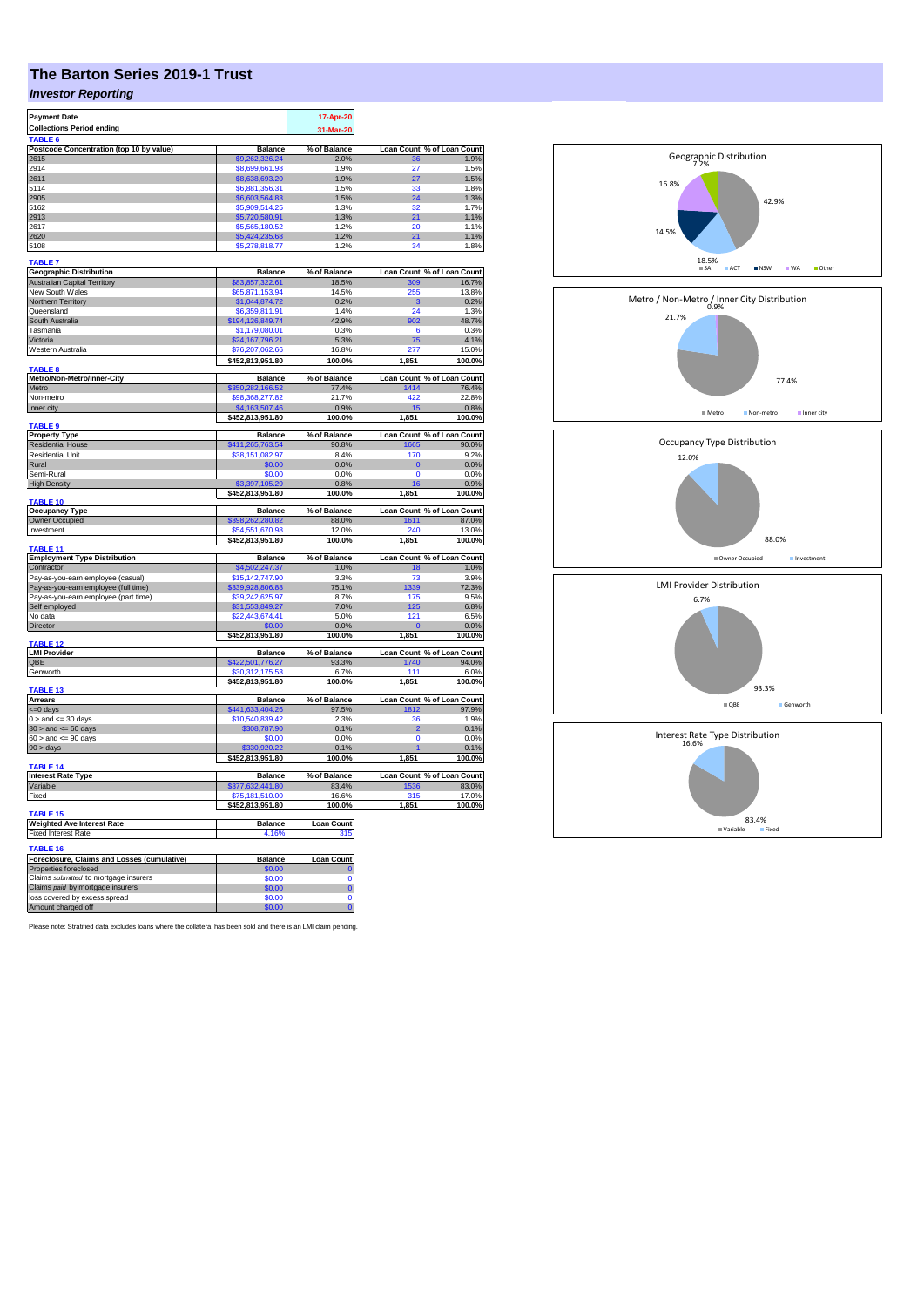# The Barton Series 2019-1 Trust

## *Investor Reporting*

| Payment Date | 17-Apr-20 |
|---|---|
| Collections Period ending | 31-Mar-20 |

**TABLE 6**

| Postcode Concentration (top 10 by value) | Balance | % of Balance | Loan Count | % of Loan Count |
|---|---|---|---|---|
| 2615 | $9,262,326.24 | 2.0% | 36 | 1.9% |
| 2914 | $8,699,661.98 | 1.9% | 27 | 1.5% |
| 2611 | $8,638,693.20 | 1.9% | 27 | 1.5% |
| 5114 | $6,881,356.31 | 1.5% | 33 | 1.8% |
| 2905 | $6,603,564.83 | 1.5% | 24 | 1.3% |
| 5162 | $5,909,514.25 | 1.3% | 32 | 1.7% |
| 2913 | $5,720,580.91 | 1.3% | 21 | 1.1% |
| 2617 | $5,565,180.52 | 1.2% | 20 | 1.1% |
| 2620 | $5,424,235.68 | 1.2% | 21 | 1.1% |
| 5108 | $5,278,818.77 | 1.2% | 34 | 1.8% |

**TABLE 7**

| Geographic Distribution | Balance | % of Balance | Loan Count | % of Loan Count |
|---|---|---|---|---|
| Australian Capital Territory | $83,857,322.61 | 18.5% | 309 | 16.7% |
| New South Wales | $65,871,153.94 | 14.5% | 255 | 13.8% |
| Northern Territory | $1,044,874.72 | 0.2% | 3 | 0.2% |
| Queensland | $6,359,811.91 | 1.4% | 24 | 1.3% |
| South Australia | $194,126,849.74 | 42.9% | 902 | 48.7% |
| Tasmania | $1,179,080.01 | 0.3% | 6 | 0.3% |
| Victoria | $24,167,796.21 | 5.3% | 75 | 4.1% |
| Western Australia | $76,207,062.66 | 16.8% | 277 | 15.0% |
| | $452,813,951.80 | 100.0% | 1,851 | 100.0% |

**TABLE 8**

| Metro/Non-Metro/Inner-City | Balance | % of Balance | Loan Count | % of Loan Count |
|---|---|---|---|---|
| Metro | $350,282,166.52 | 77.4% | 1414 | 76.4% |
| Non-metro | $98,368,277.82 | 21.7% | 422 | 22.8% |
| Inner city | $4,163,507.46 | 0.9% | 15 | 0.8% |
| | $452,813,951.80 | 100.0% | 1,851 | 100.0% |

**TABLE 9**

| Property Type | Balance | % of Balance | Loan Count | % of Loan Count |
|---|---|---|---|---|
| Residential House | $411,265,763.54 | 90.8% | 1665 | 90.0% |
| Residential Unit | $38,151,082.97 | 8.4% | 170 | 9.2% |
| Rural | $0.00 | 0.0% | 0 | 0.0% |
| Semi-Rural | $0.00 | 0.0% | 0 | 0.0% |
| High Density | $3,397,105.29 | 0.8% | 16 | 0.9% |
| | $452,813,951.80 | 100.0% | 1,851 | 100.0% |

**TABLE 10**

| Occupancy Type | Balance | % of Balance | Loan Count | % of Loan Count |
|---|---|---|---|---|
| Owner Occupied | $398,262,280.82 | 88.0% | 1611 | 87.0% |
| Investment | $54,551,670.98 | 12.0% | 240 | 13.0% |
| | $452,813,951.80 | 100.0% | 1,851 | 100.0% |

**TABLE 11**

| Employment Type Distribution | Balance | % of Balance | Loan Count | % of Loan Count |
|---|---|---|---|---|
| Contractor | $4,502,247.37 | 1.0% | 18 | 1.0% |
| Pay-as-you-earn employee (casual) | $15,142,747.90 | 3.3% | 73 | 3.9% |
| Pay-as-you-earn employee (full time) | $339,928,806.88 | 75.1% | 1339 | 72.3% |
| Pay-as-you-earn employee (part time) | $39,242,625.97 | 8.7% | 175 | 9.5% |
| Self employed | $31,553,849.27 | 7.0% | 125 | 6.8% |
| No data | $22,443,674.41 | 5.0% | 121 | 6.5% |
| Director | $0.00 | 0.0% | 0 | 0.0% |
| | $452,813,951.80 | 100.0% | 1,851 | 100.0% |

**TABLE 12**

| LMI Provider | Balance | % of Balance | Loan Count | % of Loan Count |
|---|---|---|---|---|
| QBE | $422,501,776.27 | 93.3% | 1740 | 94.0% |
| Genworth | $30,312,175.53 | 6.7% | 111 | 6.0% |
| | $452,813,951.80 | 100.0% | 1,851 | 100.0% |

**TABLE 13**

| Arrears | Balance | % of Balance | Loan Count | % of Loan Count |
|---|---|---|---|---|
| <=0 days | $441,633,404.26 | 97.5% | 1812 | 97.9% |
| 0 > and <= 30 days | $10,540,839.42 | 2.3% | 36 | 1.9% |
| 30 > and <= 60 days | $308,787.90 | 0.1% | 2 | 0.1% |
| 60 > and <= 90 days | $0.00 | 0.0% | 0 | 0.0% |
| 90 > days | $330,920.22 | 0.1% | 1 | 0.1% |
| | $452,813,951.80 | 100.0% | 1,851 | 100.0% |

**TABLE 14**

| Interest Rate Type | Balance | % of Balance | Loan Count | % of Loan Count |
|---|---|---|---|---|
| Variable | $377,632,441.80 | 83.4% | 1536 | 83.0% |
| Fixed | $75,181,510.00 | 16.6% | 315 | 17.0% |
| | $452,813,951.80 | 100.0% | 1,851 | 100.0% |

**TABLE 15**

| Weighted Ave Interest Rate | Balance | Loan Count |
|---|---|---|
| Fixed Interest Rate | 4.16% | 315 |

**TABLE 16**

| Foreclosure, Claims and Losses (cumulative) | Balance | Loan Count |
|---|---|---|
| Properties foreclosed | $0.00 | 0 |
| Claims *submitted* to mortgage insurers | $0.00 | 0 |
| Claims *paid* by mortgage insurers | $0.00 | 0 |
| loss covered by excess spread | $0.00 | 0 |
| Amount charged off | $0.00 | 0 |

Please note: Stratified data excludes loans where the collateral has been sold and there is an LMI claim pending.

**Geographic Distribution**

SA 42.9%, ACT 18.5%, NSW 14.5%, WA 16.8%, Other 7.2%

**Metro / Non-Metro / Inner City Distribution**

Metro 77.4%, Non-metro 21.7%, Inner city 0.9%

**Occupancy Type Distribution**

Owner Occupied 88.0%, Investment 12.0%

**LMI Provider Distribution**

QBE 93.3%, Genworth 6.7%

**Interest Rate Type Distribution**

Variable 83.4%, Fixed 16.6%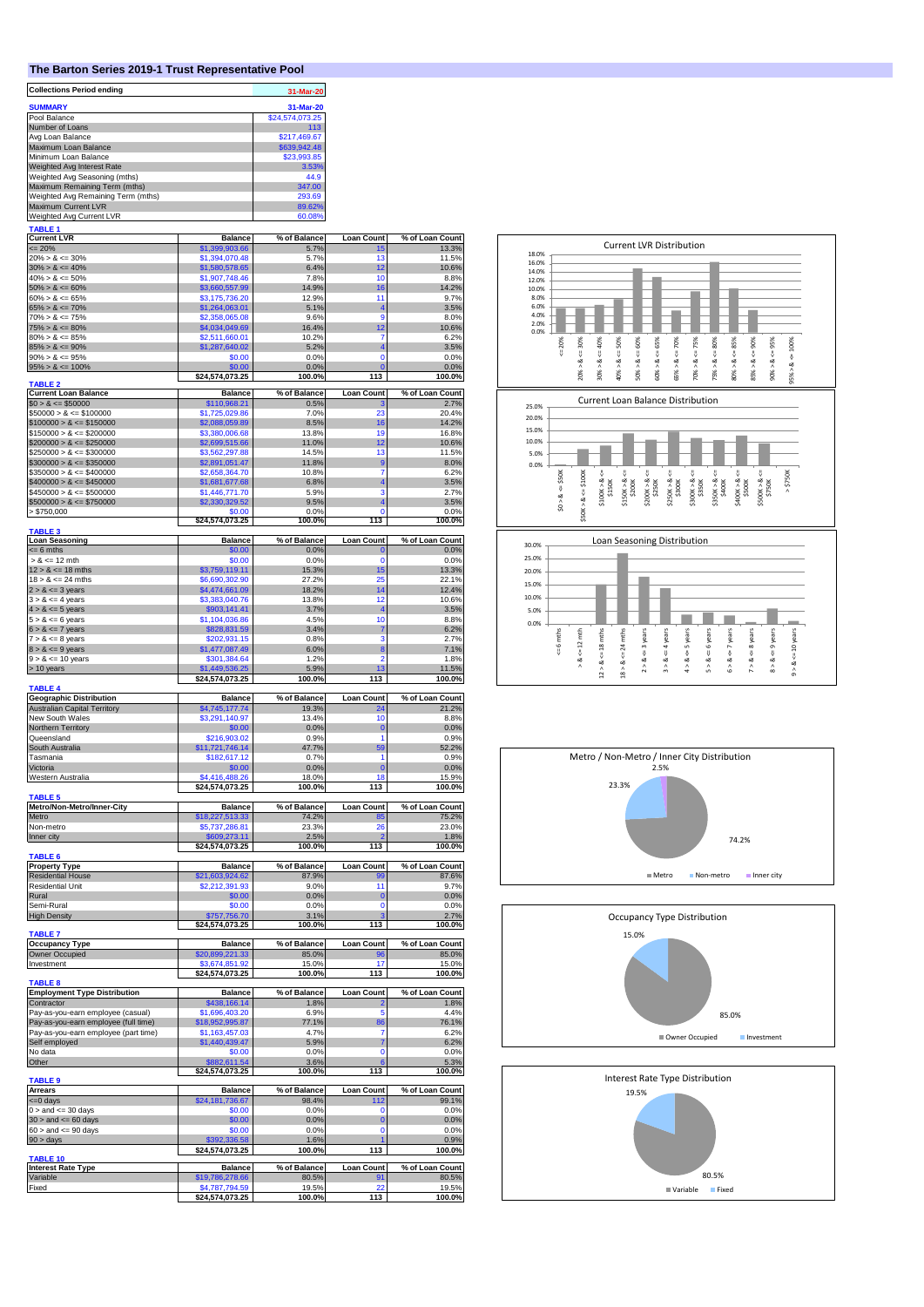# The Barton Series 2019-1 Trust Representative Pool

| Collections Period ending | 31-Mar-20 |
|---|---|

| SUMMARY | 31-Mar-20 |
|---|---|
| Pool Balance | $24,574,073.25 |
| Number of Loans | 113 |
| Avg Loan Balance | $217,469.67 |
| Maximum Loan Balance | $639,942.48 |
| Minimum Loan Balance | $23,993.85 |
| Weighted Avg Interest Rate | 3.53% |
| Weighted Avg Seasoning (mths) | 44.9 |
| Maximum Remaining Term (mths) | 347.00 |
| Weighted Avg Remaining Term (mths) | 293.69 |
| Maximum Current LVR | 89.62% |
| Weighted Avg Current LVR | 60.08% |

TABLE 1

| Current LVR | Balance | % of Balance | Loan Count | % of Loan Count |
|---|---|---|---|---|
| <= 20% | $1,399,903.66 | 5.7% | 15 | 13.3% |
| 20% > & <= 30% | $1,394,070.48 | 5.7% | 13 | 11.5% |
| 30% > & <= 40% | $1,580,578.65 | 6.4% | 12 | 10.6% |
| 40% > & <= 50% | $1,907,748.46 | 7.8% | 10 | 8.8% |
| 50% > & <= 60% | $3,660,557.99 | 14.9% | 16 | 14.2% |
| 60% > & <= 65% | $3,175,736.20 | 12.9% | 11 | 9.7% |
| 65% > & <= 70% | $1,264,063.01 | 5.1% | 4 | 3.5% |
| 70% > & <= 75% | $2,358,065.08 | 9.6% | 9 | 8.0% |
| 75% > & <= 80% | $4,034,049.69 | 16.4% | 12 | 10.6% |
| 80% > & <= 85% | $2,511,660.01 | 10.2% | 7 | 6.2% |
| 85% > & <= 90% | $1,287,640.02 | 5.2% | 4 | 3.5% |
| 90% > & <= 95% | $0.00 | 0.0% | 0 | 0.0% |
| 95% > & <= 100% | $0.00 | 0.0% | 0 | 0.0% |
| | $24,574,073.25 | 100.0% | 113 | 100.0% |

TABLE 2

| Current Loan Balance | Balance | % of Balance | Loan Count | % of Loan Count |
|---|---|---|---|---|
| $0 > & <= $50000 | $110,968.21 | 0.5% | 3 | 2.7% |
| $50000 > & <= $100000 | $1,725,029.86 | 7.0% | 23 | 20.4% |
| $100000 > & <= $150000 | $2,088,059.89 | 8.5% | 16 | 14.2% |
| $150000 > & <= $200000 | $3,380,006.68 | 13.8% | 19 | 16.8% |
| $200000 > & <= $250000 | $2,699,515.66 | 11.0% | 12 | 10.6% |
| $250000 > & <= $300000 | $3,562,297.88 | 14.5% | 13 | 11.5% |
| $300000 > & <= $350000 | $2,891,051.47 | 11.8% | 9 | 8.0% |
| $350000 > & <= $400000 | $2,658,364.70 | 10.8% | 7 | 6.2% |
| $400000 > & <= $450000 | $1,681,677.68 | 6.8% | 4 | 3.5% |
| $450000 > & <= $500000 | $1,446,771.70 | 5.9% | 3 | 2.7% |
| $500000 > & <= $750000 | $2,330,329.52 | 9.5% | 4 | 3.5% |
| > $750,000 | $0.00 | 0.0% | 0 | 0.0% |
| | $24,574,073.25 | 100.0% | 113 | 100.0% |

TABLE 3

| Loan Seasoning | Balance | % of Balance | Loan Count | % of Loan Count |
|---|---|---|---|---|
| <= 6 mths | $0.00 | 0.0% | 0 | 0.0% |
| > & <= 12 mth | $0.00 | 0.0% | 0 | 0.0% |
| 12 > & <= 18 mths | $3,759,119.11 | 15.3% | 15 | 13.3% |
| 18 > & <= 24 mths | $6,690,302.90 | 27.2% | 25 | 22.1% |
| 2 > & <= 3 years | $4,474,661.09 | 18.2% | 14 | 12.4% |
| 3 > & <= 4 years | $3,383,040.76 | 13.8% | 12 | 10.6% |
| 4 > & <= 5 years | $903,141.41 | 3.7% | 4 | 3.5% |
| 5 > & <= 6 years | $1,104,036.86 | 4.5% | 10 | 8.8% |
| 6 > & <= 7 years | $828,831.59 | 3.4% | 7 | 6.2% |
| 7 > & <= 8 years | $202,931.15 | 0.8% | 3 | 2.7% |
| 8 > & <= 9 years | $1,477,087.49 | 6.0% | 8 | 7.1% |
| 9 > & <= 10 years | $301,384.64 | 1.2% | 2 | 1.8% |
| > 10 years | $1,449,536.25 | 5.9% | 13 | 11.5% |
| | $24,574,073.25 | 100.0% | 113 | 100.0% |

TABLE 4

| Geographic Distribution | Balance | % of Balance | Loan Count | % of Loan Count |
|---|---|---|---|---|
| Australian Capital Territory | $4,745,177.74 | 19.3% | 24 | 21.2% |
| New South Wales | $3,291,140.97 | 13.4% | 10 | 8.8% |
| Northern Territory | $0.00 | 0.0% | 0 | 0.0% |
| Queensland | $216,903.02 | 0.9% | 1 | 0.9% |
| South Australia | $11,721,746.14 | 47.7% | 59 | 52.2% |
| Tasmania | $182,617.12 | 0.7% | 1 | 0.9% |
| Victoria | $0.00 | 0.0% | 0 | 0.0% |
| Western Australia | $4,416,488.26 | 18.0% | 18 | 15.9% |
| | $24,574,073.25 | 100.0% | 113 | 100.0% |

TABLE 5

| Metro/Non-Metro/Inner-City | Balance | % of Balance | Loan Count | % of Loan Count |
|---|---|---|---|---|
| Metro | $18,227,513.33 | 74.2% | 85 | 75.2% |
| Non-metro | $5,737,286.81 | 23.3% | 26 | 23.0% |
| Inner city | $609,273.11 | 2.5% | 2 | 1.8% |
| | $24,574,073.25 | 100.0% | 113 | 100.0% |

TABLE 6

| Property Type | Balance | % of Balance | Loan Count | % of Loan Count |
|---|---|---|---|---|
| Residential House | $21,603,924.62 | 87.9% | 99 | 87.6% |
| Residential Unit | $2,212,391.93 | 9.0% | 11 | 9.7% |
| Rural | $0.00 | 0.0% | 0 | 0.0% |
| Semi-Rural | $0.00 | 0.0% | 0 | 0.0% |
| High Density | $757,756.70 | 3.1% | 3 | 2.7% |
| | $24,574,073.25 | 100.0% | 113 | 100.0% |

TABLE 7

| Occupancy Type | Balance | % of Balance | Loan Count | % of Loan Count |
|---|---|---|---|---|
| Owner Occupied | $20,899,221.33 | 85.0% | 96 | 85.0% |
| Investment | $3,674,851.92 | 15.0% | 17 | 15.0% |
| | $24,574,073.25 | 100.0% | 113 | 100.0% |

TABLE 8

| Employment Type Distribution | Balance | % of Balance | Loan Count | % of Loan Count |
|---|---|---|---|---|
| Contractor | $438,166.14 | 1.8% | 2 | 1.8% |
| Pay-as-you-earn employee (casual) | $1,696,403.20 | 6.9% | 5 | 4.4% |
| Pay-as-you-earn employee (full time) | $18,952,995.87 | 77.1% | 86 | 76.1% |
| Pay-as-you-earn employee (part time) | $1,163,457.03 | 4.7% | 7 | 6.2% |
| Self employed | $1,440,439.47 | 5.9% | 7 | 6.2% |
| No data | $0.00 | 0.0% | 0 | 0.0% |
| Other | $882,611.54 | 3.6% | 6 | 5.3% |
| | $24,574,073.25 | 100.0% | 113 | 100.0% |

TABLE 9

| Arrears | Balance | % of Balance | Loan Count | % of Loan Count |
|---|---|---|---|---|
| <=0 days | $24,181,736.67 | 98.4% | 112 | 99.1% |
| 0 > and <= 30 days | $0.00 | 0.0% | 0 | 0.0% |
| 30 > and <= 60 days | $0.00 | 0.0% | 0 | 0.0% |
| 60 > and <= 90 days | $0.00 | 0.0% | 0 | 0.0% |
| 90 > days | $392,336.58 | 1.6% | 1 | 0.9% |
| | $24,574,073.25 | 100.0% | 113 | 100.0% |

TABLE 10

| Interest Rate Type | Balance | % of Balance | Loan Count | % of Loan Count |
|---|---|---|---|---|
| Variable | $19,786,278.66 | 80.5% | 91 | 80.5% |
| Fixed | $4,787,794.59 | 19.5% | 22 | 19.5% |
| | $24,574,073.25 | 100.0% | 113 | 100.0% |

Current LVR Distribution
18.0%
16.0%
14.0%
12.0%
10.0%
8.0%
6.0%
4.0%
2.0%
0.0%
<= 20%
20% > & <= 30%
30% > & <= 40%
40% > & <= 50%
50% > & <= 60%
60% > & <= 65%
65% > & <= 70%
70% > & <= 75%
75% > & <= 80%
80% > & <= 85%
85% > & <= 90%
90% > & <= 95%
95% > & <= 100%

Current Loan Balance Distribution
25.0%
20.0%
15.0%
10.0%
5.0%
0.0%
$0 > & <= $50K
$50K > & <= $100K
$100K > & <= $150K
$150K > & <= $200K
$200K > & <= $250K
$250K > & <= $300K
$300K > & <= $350K
$350K > & <= $400K
$400K > & <= $500K
$500K > & <= $750K
> $750K

Loan Seasoning Distribution
30.0%
25.0%
20.0%
15.0%
10.0%
5.0%
0.0%
<= 6 mths
> & <= 12 mth
12 > & <= 18 mths
18 > & <= 24 mths
2 > & <= 3 years
3 > & <= 4 years
4 > & <= 5 years
5 > & <= 6 years
6 > & <= 7 years
7 > & <= 8 years
8 > & <= 9 years
9 > & <= 10 years

Metro / Non-Metro / Inner City Distribution
2.5%
23.3%
74.2%
Metro
Non-metro
Inner city

Occupancy Type Distribution
15.0%
85.0%
Owner Occupied
Investment

Interest Rate Type Distribution
19.5%
80.5%
Variable
Fixed